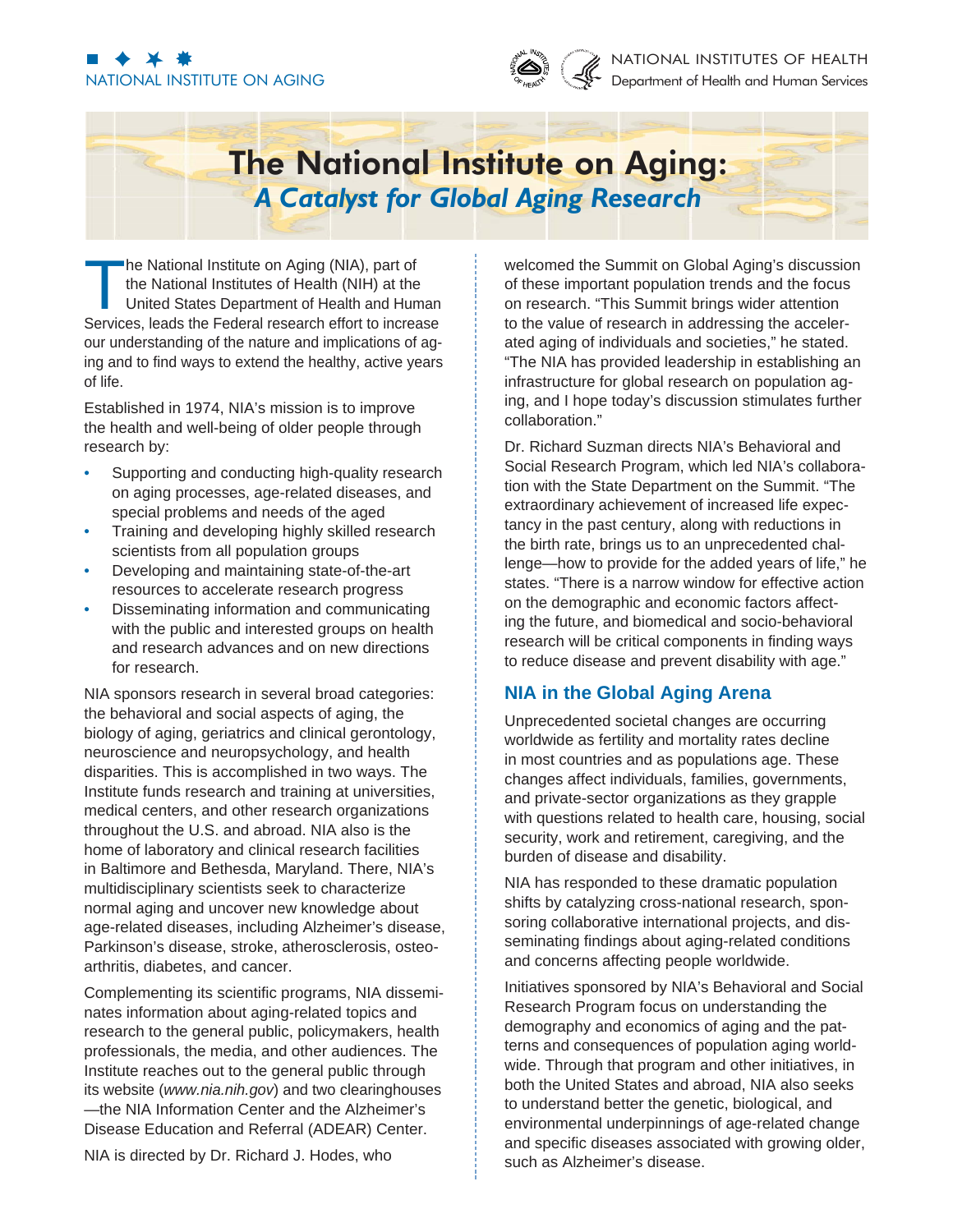NATIONAL INSTITUTE ON AGING

NATIONAL INSTITUTES OF HEALTH
Department of Health and Human Services

# The National Institute on Aging: *A Catalyst for Global Aging Research*

The National Institute on Aging (NIA), part of the National Institutes of Health (NIH) at the United States Department of Health and Human Services, leads the Federal research effort to increase our understanding of the nature and implications of aging and to find ways to extend the healthy, active years of life.

Established in 1974, NIA's mission is to improve the health and well-being of older people through research by:

- Supporting and conducting high-quality research on aging processes, age-related diseases, and special problems and needs of the aged
- Training and developing highly skilled research scientists from all population groups
- Developing and maintaining state-of-the-art resources to accelerate research progress
- Disseminating information and communicating with the public and interested groups on health and research advances and on new directions for research.

NIA sponsors research in several broad categories: the behavioral and social aspects of aging, the biology of aging, geriatrics and clinical gerontology, neuroscience and neuropsychology, and health disparities. This is accomplished in two ways. The Institute funds research and training at universities, medical centers, and other research organizations throughout the U.S. and abroad. NIA also is the home of laboratory and clinical research facilities in Baltimore and Bethesda, Maryland. There, NIA's multidisciplinary scientists seek to characterize normal aging and uncover new knowledge about age-related diseases, including Alzheimer's disease, Parkinson's disease, stroke, atherosclerosis, osteoarthritis, diabetes, and cancer.

Complementing its scientific programs, NIA disseminates information about aging-related topics and research to the general public, policymakers, health professionals, the media, and other audiences. The Institute reaches out to the general public through its website (*www.nia.nih.gov*) and two clearinghouses —the NIA Information Center and the Alzheimer's Disease Education and Referral (ADEAR) Center.

NIA is directed by Dr. Richard J. Hodes, who welcomed the Summit on Global Aging's discussion of these important population trends and the focus on research. "This Summit brings wider attention to the value of research in addressing the accelerated aging of individuals and societies," he stated. "The NIA has provided leadership in establishing an infrastructure for global research on population aging, and I hope today's discussion stimulates further collaboration."

Dr. Richard Suzman directs NIA's Behavioral and Social Research Program, which led NIA's collaboration with the State Department on the Summit. "The extraordinary achievement of increased life expectancy in the past century, along with reductions in the birth rate, brings us to an unprecedented challenge—how to provide for the added years of life," he states. "There is a narrow window for effective action on the demographic and economic factors affecting the future, and biomedical and socio-behavioral research will be critical components in finding ways to reduce disease and prevent disability with age."

## NIA in the Global Aging Arena

Unprecedented societal changes are occurring worldwide as fertility and mortality rates decline in most countries and as populations age. These changes affect individuals, families, governments, and private-sector organizations as they grapple with questions related to health care, housing, social security, work and retirement, caregiving, and the burden of disease and disability.

NIA has responded to these dramatic population shifts by catalyzing cross-national research, sponsoring collaborative international projects, and disseminating findings about aging-related conditions and concerns affecting people worldwide.

Initiatives sponsored by NIA's Behavioral and Social Research Program focus on understanding the demography and economics of aging and the patterns and consequences of population aging worldwide. Through that program and other initiatives, in both the United States and abroad, NIA also seeks to understand better the genetic, biological, and environmental underpinnings of age-related change and specific diseases associated with growing older, such as Alzheimer's disease.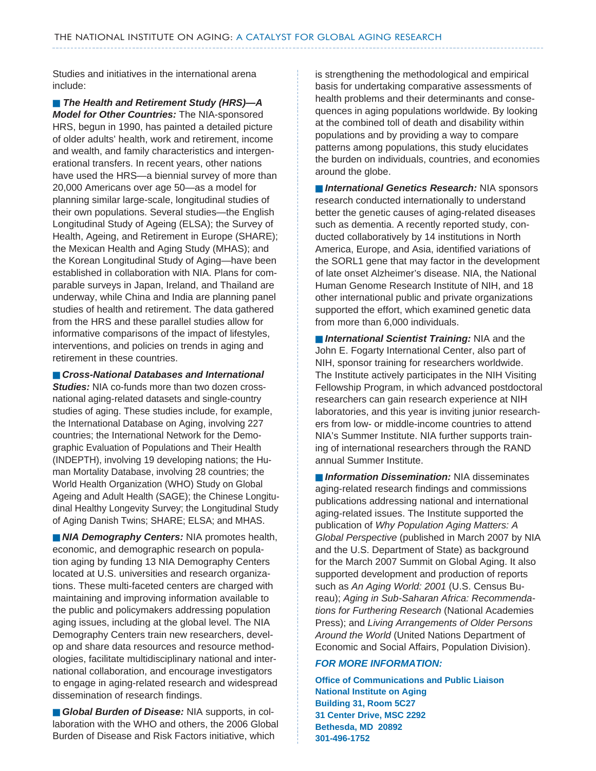Studies and initiatives in the international arena include:

■ ***The Health and Retirement Study (HRS)—A Model for Other Countries:*** The NIA-sponsored HRS, begun in 1990, has painted a detailed picture of older adults' health, work and retirement, income and wealth, and family characteristics and intergenerational transfers. In recent years, other nations have used the HRS—a biennial survey of more than 20,000 Americans over age 50—as a model for planning similar large-scale, longitudinal studies of their own populations. Several studies—the English Longitudinal Study of Ageing (ELSA); the Survey of Health, Ageing, and Retirement in Europe (SHARE); the Mexican Health and Aging Study (MHAS); and the Korean Longitudinal Study of Aging—have been established in collaboration with NIA. Plans for comparable surveys in Japan, Ireland, and Thailand are underway, while China and India are planning panel studies of health and retirement. The data gathered from the HRS and these parallel studies allow for informative comparisons of the impact of lifestyles, interventions, and policies on trends in aging and retirement in these countries.

■ ***Cross-National Databases and International Studies:*** NIA co-funds more than two dozen cross-national aging-related datasets and single-country studies of aging. These studies include, for example, the International Database on Aging, involving 227 countries; the International Network for the Demographic Evaluation of Populations and Their Health (INDEPTH), involving 19 developing nations; the Human Mortality Database, involving 28 countries; the World Health Organization (WHO) Study on Global Ageing and Adult Health (SAGE); the Chinese Longitudinal Healthy Longevity Survey; the Longitudinal Study of Aging Danish Twins; SHARE; ELSA; and MHAS.

■ ***NIA Demography Centers:*** NIA promotes health, economic, and demographic research on population aging by funding 13 NIA Demography Centers located at U.S. universities and research organizations. These multi-faceted centers are charged with maintaining and improving information available to the public and policymakers addressing population aging issues, including at the global level. The NIA Demography Centers train new researchers, develop and share data resources and resource methodologies, facilitate multidisciplinary national and international collaboration, and encourage investigators to engage in aging-related research and widespread dissemination of research findings.

■ ***Global Burden of Disease:*** NIA supports, in collaboration with the WHO and others, the 2006 Global Burden of Disease and Risk Factors initiative, which is strengthening the methodological and empirical basis for undertaking comparative assessments of health problems and their determinants and consequences in aging populations worldwide. By looking at the combined toll of death and disability within populations and by providing a way to compare patterns among populations, this study elucidates the burden on individuals, countries, and economies around the globe.

■ ***International Genetics Research:*** NIA sponsors research conducted internationally to understand better the genetic causes of aging-related diseases such as dementia. A recently reported study, conducted collaboratively by 14 institutions in North America, Europe, and Asia, identified variations of the SORL1 gene that may factor in the development of late onset Alzheimer's disease. NIA, the National Human Genome Research Institute of NIH, and 18 other international public and private organizations supported the effort, which examined genetic data from more than 6,000 individuals.

■ ***International Scientist Training:*** NIA and the John E. Fogarty International Center, also part of NIH, sponsor training for researchers worldwide. The Institute actively participates in the NIH Visiting Fellowship Program, in which advanced postdoctoral researchers can gain research experience at NIH laboratories, and this year is inviting junior researchers from low- or middle-income countries to attend NIA's Summer Institute. NIA further supports training of international researchers through the RAND annual Summer Institute.

■ ***Information Dissemination:*** NIA disseminates aging-related research findings and commissions publications addressing national and international aging-related issues. The Institute supported the publication of *Why Population Aging Matters: A Global Perspective* (published in March 2007 by NIA and the U.S. Department of State) as background for the March 2007 Summit on Global Aging. It also supported development and production of reports such as *An Aging World: 2001* (U.S. Census Bureau); *Aging in Sub-Saharan Africa: Recommendations for Furthering Research* (National Academies Press); and *Living Arrangements of Older Persons Around the World* (United Nations Department of Economic and Social Affairs, Population Division).

***FOR MORE INFORMATION:***

**Office of Communications and Public Liaison**
**National Institute on Aging**
**Building 31, Room 5C27**
**31 Center Drive, MSC 2292**
**Bethesda, MD 20892**
**301-496-1752**